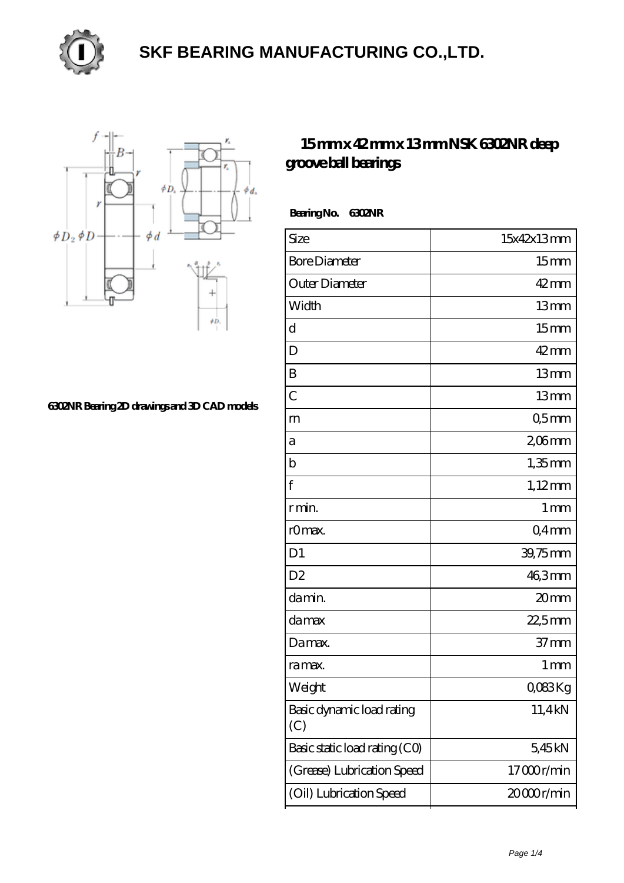# SKF BEARING MANUFACTURING CO.,LTD.

6302NR Bearing 2D drawings and 3D CAD models

## 15 mm x 42 mm x 13 mm NSK 6302NR deep groove ball bearings

**Bearing No. 6302NR**

| | |
|---|---|
| Size | 15x42x13 mm |
| Bore Diameter | 15 mm |
| Outer Diameter | 42 mm |
| Width | 13 mm |
| d | 15 mm |
| D | 42 mm |
| B | 13 mm |
| C | 13 mm |
| rn | 0,5 mm |
| a | 2,06 mm |
| b | 1,35 mm |
| f | 1,12 mm |
| r min. | 1 mm |
| r0 max. | 0,4 mm |
| D1 | 39,75 mm |
| D2 | 46,3 mm |
| da min. | 20 mm |
| da max | 22,5 mm |
| Da max. | 37 mm |
| ra max. | 1 mm |
| Weight | 0,083 Kg |
| Basic dynamic load rating (C) | 11,4 kN |
| Basic static load rating (C0) | 5,45 kN |
| (Grease) Lubrication Speed | 17 000 r/min |
| (Oil) Lubrication Speed | 20 000 r/min |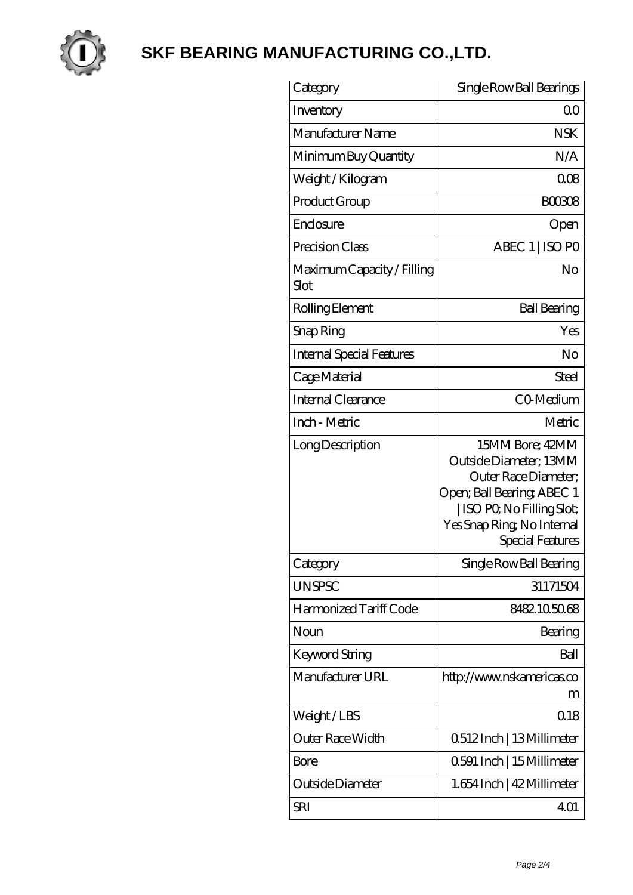# SKF BEARING MANUFACTURING CO.,LTD.

| Category | Single Row Ball Bearings |
| --- | --- |
| Inventory | 0.0 |
| Manufacturer Name | NSK |
| Minimum Buy Quantity | N/A |
| Weight / Kilogram | 0.08 |
| Product Group | B00308 |
| Enclosure | Open |
| Precision Class | ABEC 1 \| ISO P0 |
| Maximum Capacity / Filling Slot | No |
| Rolling Element | Ball Bearing |
| Snap Ring | Yes |
| Internal Special Features | No |
| Cage Material | Steel |
| Internal Clearance | C0-Medium |
| Inch - Metric | Metric |
| Long Description | 15MM Bore; 42MM Outside Diameter; 13MM Outer Race Diameter; Open; Ball Bearing; ABEC 1 \| ISO P0; No Filling Slot; Yes Snap Ring; No Internal Special Features |
| Category | Single Row Ball Bearing |
| UNSPSC | 31171504 |
| Harmonized Tariff Code | 8482.10.50.68 |
| Noun | Bearing |
| Keyword String | Ball |
| Manufacturer URL | http://www.nskamericas.com |
| Weight / LBS | 0.18 |
| Outer Race Width | 0.512 Inch \| 13 Millimeter |
| Bore | 0.591 Inch \| 15 Millimeter |
| Outside Diameter | 1.654 Inch \| 42 Millimeter |
| SRI | 4.01 |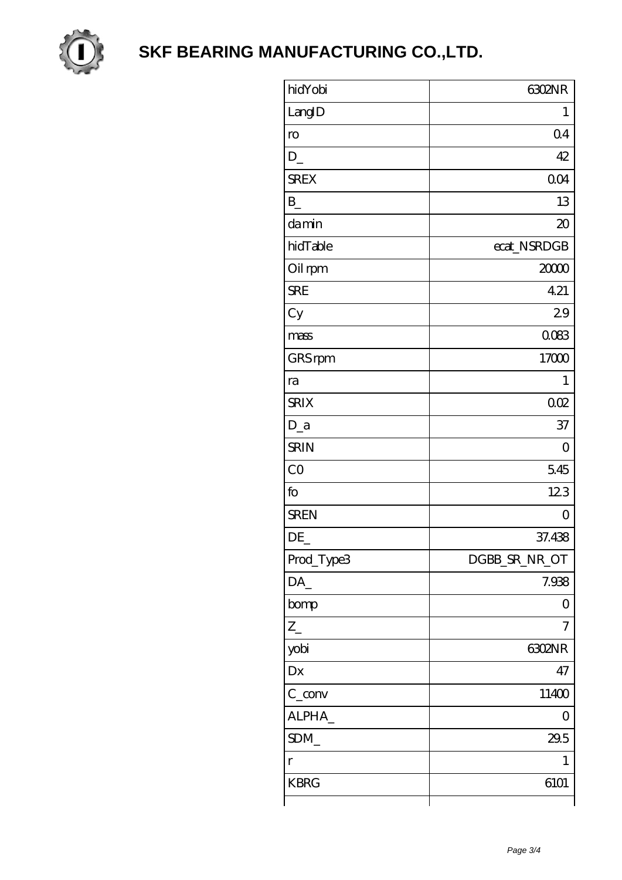# SKF BEARING MANUFACTURING CO.,LTD.

| hidYobi | 6302NR |
|---|---|
| LangID | 1 |
| ro | 0.4 |
| D_ | 42 |
| SREX | 0.04 |
| B_ | 13 |
| da min | 20 |
| hidTable | ecat_NSRDGB |
| Oil rpm | 20000 |
| SRE | 4.21 |
| Cy | 2.9 |
| mass | 0.083 |
| GRS rpm | 17000 |
| ra | 1 |
| SRIX | 0.02 |
| D_a | 37 |
| SRIN | 0 |
| C0 | 5.45 |
| fo | 12.3 |
| SREN | 0 |
| DE_ | 37.438 |
| Prod_Type3 | DGBB_SR_NR_OT |
| DA_ | 7.938 |
| bomp | 0 |
| Z_ | 7 |
| yobi | 6302NR |
| Dx | 47 |
| C_conv | 11400 |
| ALPHA_ | 0 |
| SDM_ | 29.5 |
| r | 1 |
| KBRG | 6101 |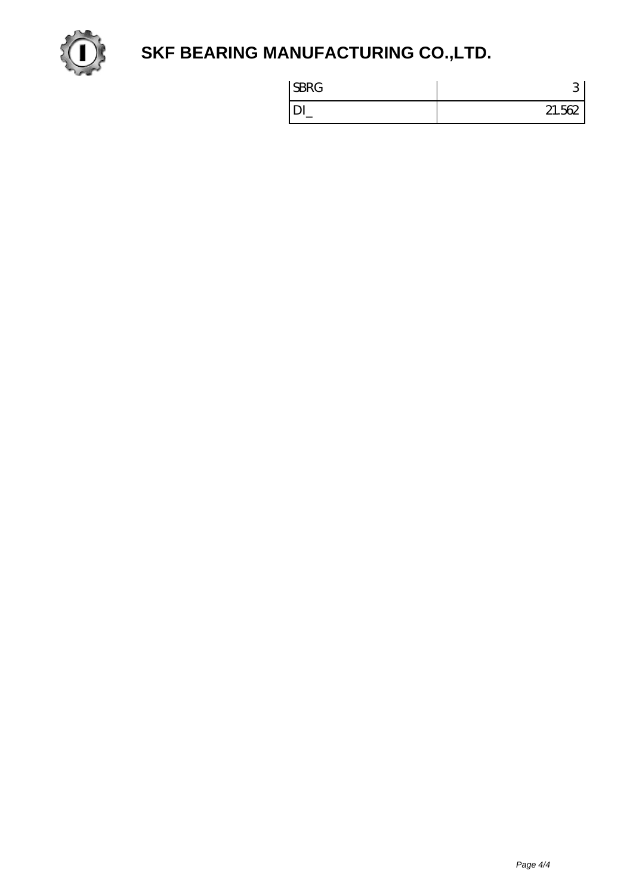| | |
|---|---|
| SBRG | 3 |
| DI_ | 21.562 |